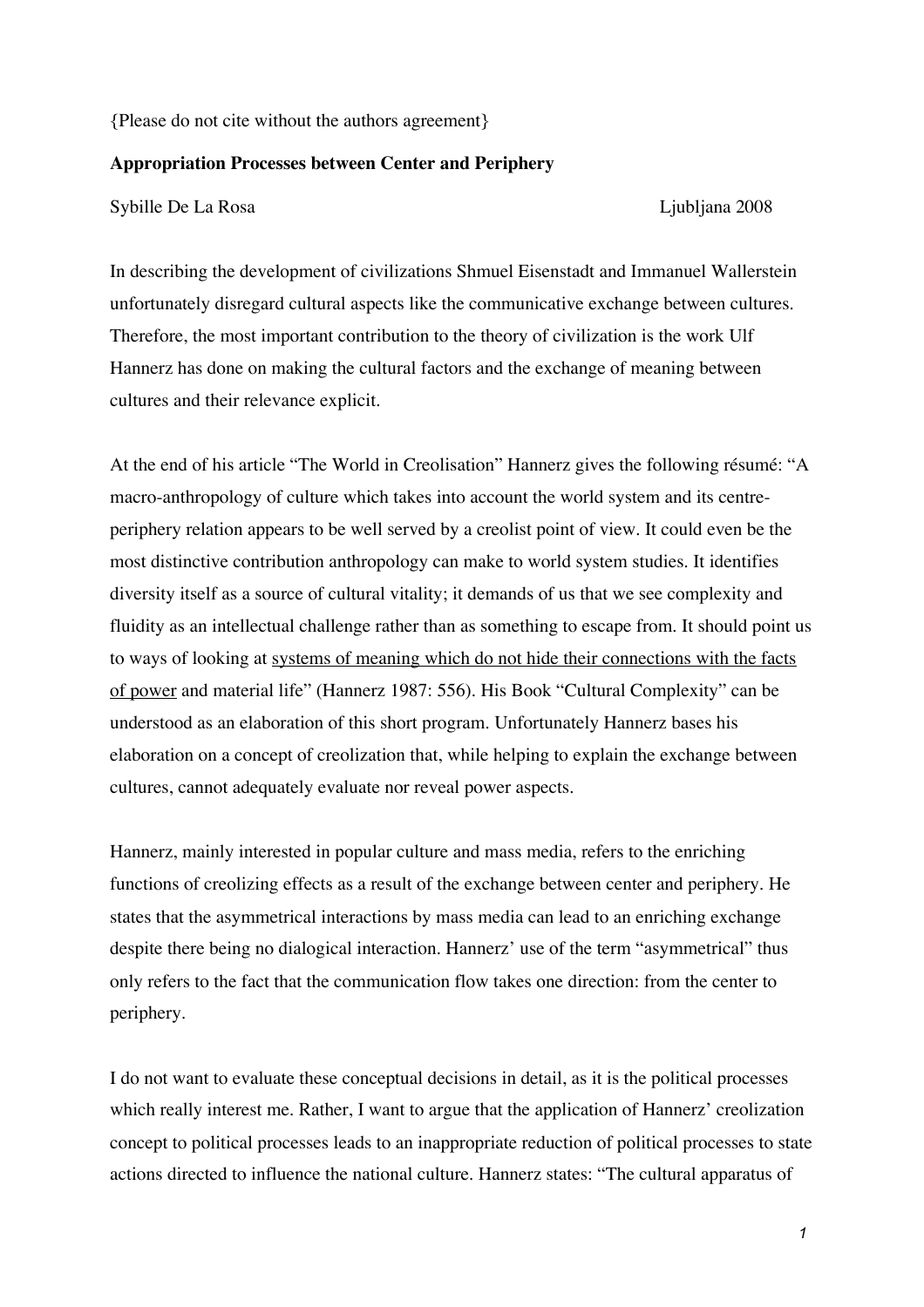{Please do not cite without the authors agreement}

**Appropriation Processes between Center and Periphery**

Sybille De La Rosa Ljubljana 2008

In describing the development of civilizations Shmuel Eisenstadt and Immanuel Wallerstein unfortunately disregard cultural aspects like the communicative exchange between cultures. Therefore, the most important contribution to the theory of civilization is the work Ulf Hannerz has done on making the cultural factors and the exchange of meaning between cultures and their relevance explicit.

At the end of his article "The World in Creolisation" Hannerz gives the following résumé: "A macro-anthropology of culture which takes into account the world system and its centre-periphery relation appears to be well served by a creolist point of view. It could even be the most distinctive contribution anthropology can make to world system studies. It identifies diversity itself as a source of cultural vitality; it demands of us that we see complexity and fluidity as an intellectual challenge rather than as something to escape from. It should point us to ways of looking at <u>systems of meaning which do not hide their connections with the facts of power</u> and material life" (Hannerz 1987: 556). His Book "Cultural Complexity" can be understood as an elaboration of this short program. Unfortunately Hannerz bases his elaboration on a concept of creolization that, while helping to explain the exchange between cultures, cannot adequately evaluate nor reveal power aspects.

Hannerz, mainly interested in popular culture and mass media, refers to the enriching functions of creolizing effects as a result of the exchange between center and periphery. He states that the asymmetrical interactions by mass media can lead to an enriching exchange despite there being no dialogical interaction. Hannerz' use of the term "asymmetrical" thus only refers to the fact that the communication flow takes one direction: from the center to periphery.

I do not want to evaluate these conceptual decisions in detail, as it is the political processes which really interest me. Rather, I want to argue that the application of Hannerz' creolization concept to political processes leads to an inappropriate reduction of political processes to state actions directed to influence the national culture. Hannerz states: "The cultural apparatus of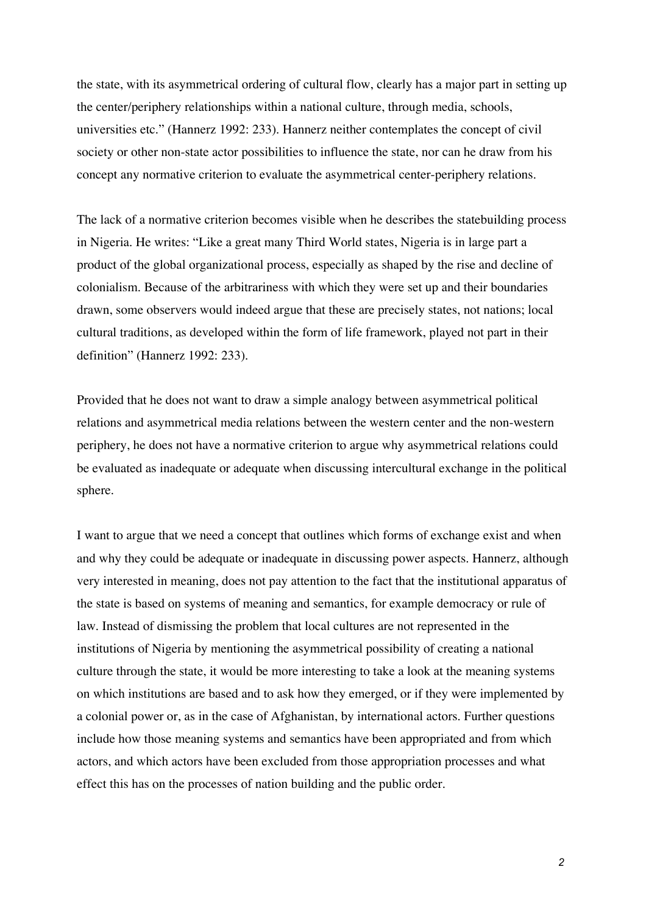the state, with its asymmetrical ordering of cultural flow, clearly has a major part in setting up the center/periphery relationships within a national culture, through media, schools, universities etc." (Hannerz 1992: 233). Hannerz neither contemplates the concept of civil society or other non-state actor possibilities to influence the state, nor can he draw from his concept any normative criterion to evaluate the asymmetrical center-periphery relations.

The lack of a normative criterion becomes visible when he describes the statebuilding process in Nigeria. He writes: "Like a great many Third World states, Nigeria is in large part a product of the global organizational process, especially as shaped by the rise and decline of colonialism. Because of the arbitrariness with which they were set up and their boundaries drawn, some observers would indeed argue that these are precisely states, not nations; local cultural traditions, as developed within the form of life framework, played not part in their definition" (Hannerz 1992: 233).

Provided that he does not want to draw a simple analogy between asymmetrical political relations and asymmetrical media relations between the western center and the non-western periphery, he does not have a normative criterion to argue why asymmetrical relations could be evaluated as inadequate or adequate when discussing intercultural exchange in the political sphere.

I want to argue that we need a concept that outlines which forms of exchange exist and when and why they could be adequate or inadequate in discussing power aspects. Hannerz, although very interested in meaning, does not pay attention to the fact that the institutional apparatus of the state is based on systems of meaning and semantics, for example democracy or rule of law. Instead of dismissing the problem that local cultures are not represented in the institutions of Nigeria by mentioning the asymmetrical possibility of creating a national culture through the state, it would be more interesting to take a look at the meaning systems on which institutions are based and to ask how they emerged, or if they were implemented by a colonial power or, as in the case of Afghanistan, by international actors. Further questions include how those meaning systems and semantics have been appropriated and from which actors, and which actors have been excluded from those appropriation processes and what effect this has on the processes of nation building and the public order.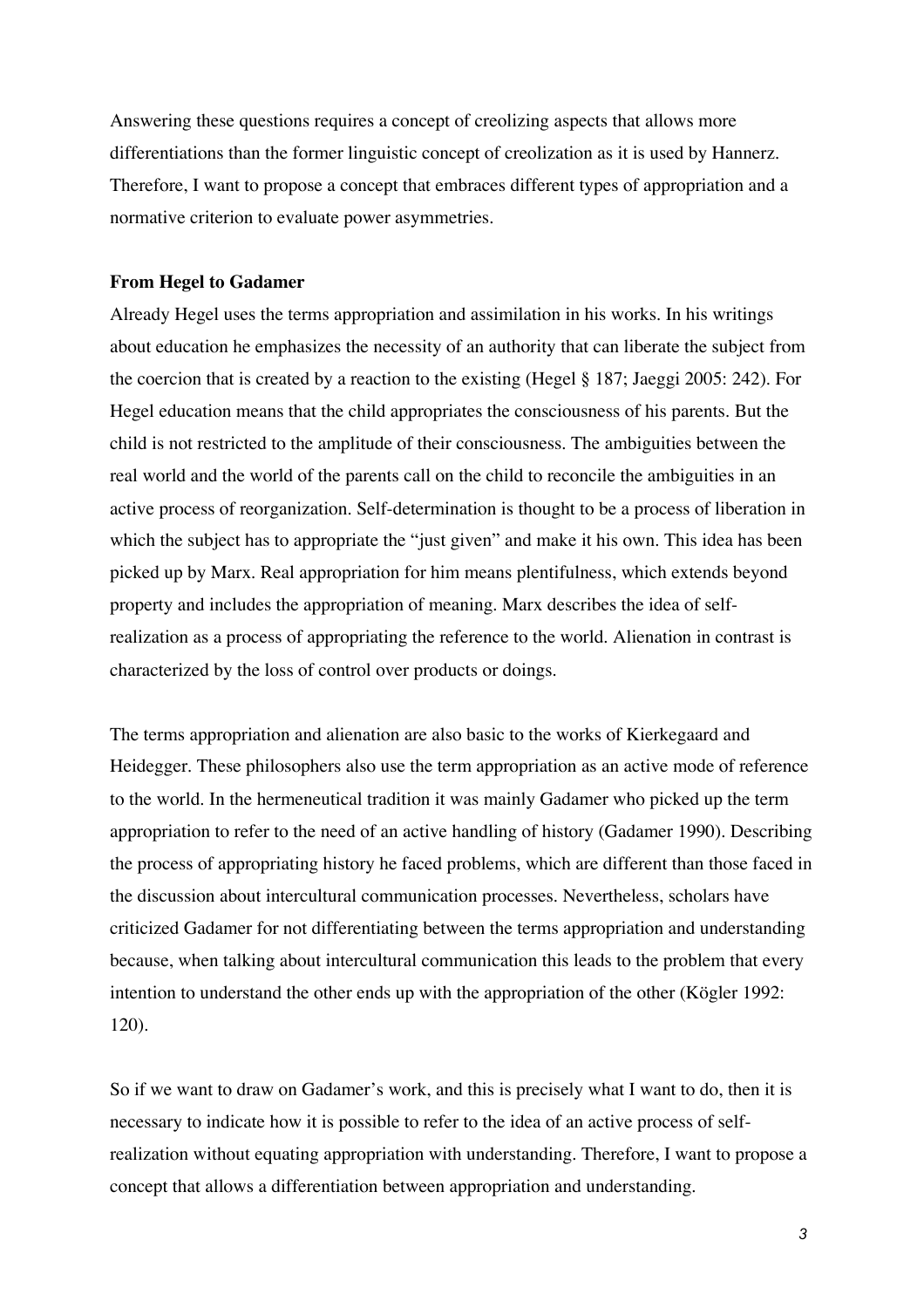Answering these questions requires a concept of creolizing aspects that allows more differentiations than the former linguistic concept of creolization as it is used by Hannerz. Therefore, I want to propose a concept that embraces different types of appropriation and a normative criterion to evaluate power asymmetries.

## From Hegel to Gadamer

Already Hegel uses the terms appropriation and assimilation in his works. In his writings about education he emphasizes the necessity of an authority that can liberate the subject from the coercion that is created by a reaction to the existing (Hegel § 187; Jaeggi 2005: 242). For Hegel education means that the child appropriates the consciousness of his parents. But the child is not restricted to the amplitude of their consciousness. The ambiguities between the real world and the world of the parents call on the child to reconcile the ambiguities in an active process of reorganization. Self-determination is thought to be a process of liberation in which the subject has to appropriate the "just given" and make it his own. This idea has been picked up by Marx. Real appropriation for him means plentifulness, which extends beyond property and includes the appropriation of meaning. Marx describes the idea of self-realization as a process of appropriating the reference to the world. Alienation in contrast is characterized by the loss of control over products or doings.

The terms appropriation and alienation are also basic to the works of Kierkegaard and Heidegger. These philosophers also use the term appropriation as an active mode of reference to the world. In the hermeneutical tradition it was mainly Gadamer who picked up the term appropriation to refer to the need of an active handling of history (Gadamer 1990). Describing the process of appropriating history he faced problems, which are different than those faced in the discussion about intercultural communication processes. Nevertheless, scholars have criticized Gadamer for not differentiating between the terms appropriation and understanding because, when talking about intercultural communication this leads to the problem that every intention to understand the other ends up with the appropriation of the other (Kögler 1992: 120).

So if we want to draw on Gadamer's work, and this is precisely what I want to do, then it is necessary to indicate how it is possible to refer to the idea of an active process of self-realization without equating appropriation with understanding. Therefore, I want to propose a concept that allows a differentiation between appropriation and understanding.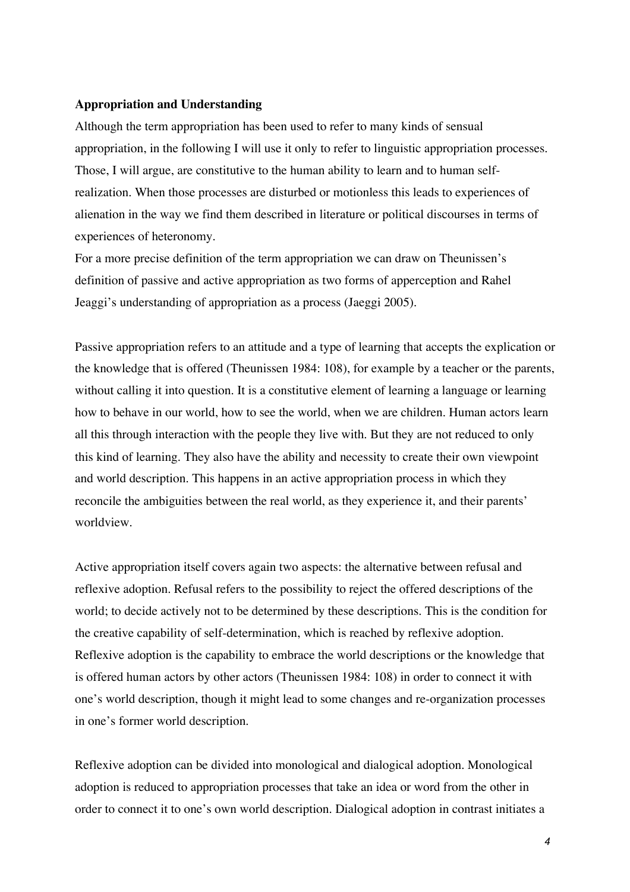**Appropriation and Understanding**

Although the term appropriation has been used to refer to many kinds of sensual appropriation, in the following I will use it only to refer to linguistic appropriation processes. Those, I will argue, are constitutive to the human ability to learn and to human self-realization. When those processes are disturbed or motionless this leads to experiences of alienation in the way we find them described in literature or political discourses in terms of experiences of heteronomy.

For a more precise definition of the term appropriation we can draw on Theunissen's definition of passive and active appropriation as two forms of apperception and Rahel Jeaggi's understanding of appropriation as a process (Jaeggi 2005).

Passive appropriation refers to an attitude and a type of learning that accepts the explication or the knowledge that is offered (Theunissen 1984: 108), for example by a teacher or the parents, without calling it into question. It is a constitutive element of learning a language or learning how to behave in our world, how to see the world, when we are children. Human actors learn all this through interaction with the people they live with. But they are not reduced to only this kind of learning. They also have the ability and necessity to create their own viewpoint and world description. This happens in an active appropriation process in which they reconcile the ambiguities between the real world, as they experience it, and their parents' worldview.

Active appropriation itself covers again two aspects: the alternative between refusal and reflexive adoption. Refusal refers to the possibility to reject the offered descriptions of the world; to decide actively not to be determined by these descriptions. This is the condition for the creative capability of self-determination, which is reached by reflexive adoption. Reflexive adoption is the capability to embrace the world descriptions or the knowledge that is offered human actors by other actors (Theunissen 1984: 108) in order to connect it with one's world description, though it might lead to some changes and re-organization processes in one's former world description.

Reflexive adoption can be divided into monological and dialogical adoption. Monological adoption is reduced to appropriation processes that take an idea or word from the other in order to connect it to one's own world description. Dialogical adoption in contrast initiates a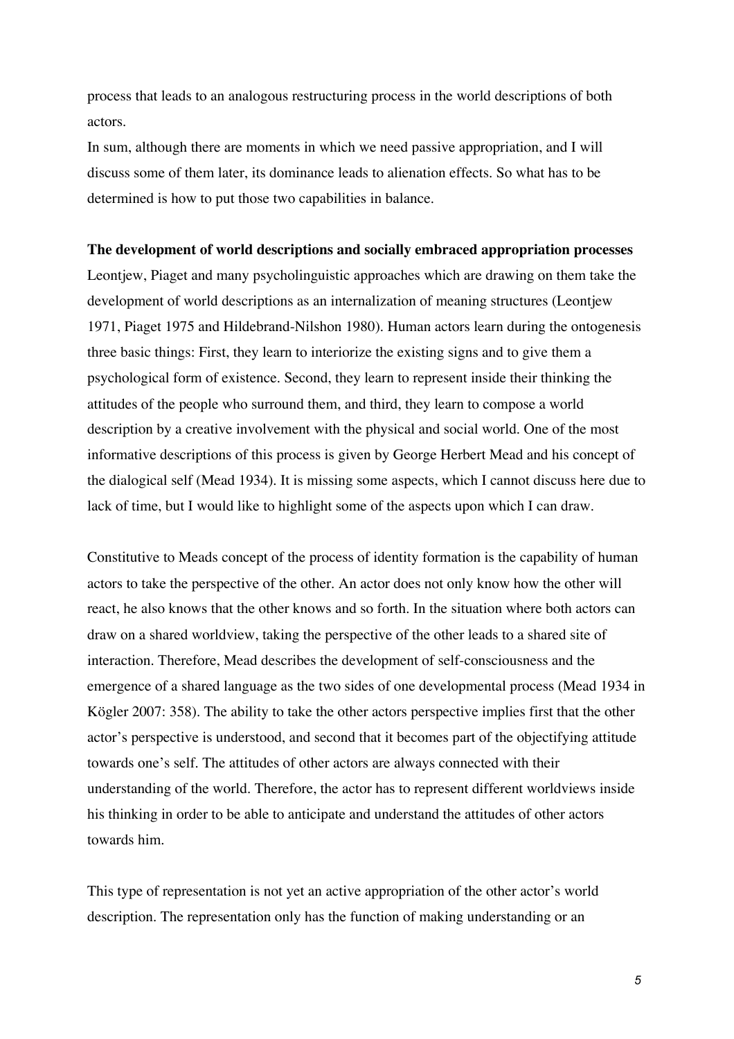process that leads to an analogous restructuring process in the world descriptions of both actors.

In sum, although there are moments in which we need passive appropriation, and I will discuss some of them later, its dominance leads to alienation effects. So what has to be determined is how to put those two capabilities in balance.

**The development of world descriptions and socially embraced appropriation processes**

Leontjew, Piaget and many psycholinguistic approaches which are drawing on them take the development of world descriptions as an internalization of meaning structures (Leontjew 1971, Piaget 1975 and Hildebrand-Nilshon 1980). Human actors learn during the ontogenesis three basic things: First, they learn to interiorize the existing signs and to give them a psychological form of existence. Second, they learn to represent inside their thinking the attitudes of the people who surround them, and third, they learn to compose a world description by a creative involvement with the physical and social world. One of the most informative descriptions of this process is given by George Herbert Mead and his concept of the dialogical self (Mead 1934). It is missing some aspects, which I cannot discuss here due to lack of time, but I would like to highlight some of the aspects upon which I can draw.

Constitutive to Meads concept of the process of identity formation is the capability of human actors to take the perspective of the other. An actor does not only know how the other will react, he also knows that the other knows and so forth. In the situation where both actors can draw on a shared worldview, taking the perspective of the other leads to a shared site of interaction. Therefore, Mead describes the development of self-consciousness and the emergence of a shared language as the two sides of one developmental process (Mead 1934 in Kögler 2007: 358). The ability to take the other actors perspective implies first that the other actor's perspective is understood, and second that it becomes part of the objectifying attitude towards one's self. The attitudes of other actors are always connected with their understanding of the world. Therefore, the actor has to represent different worldviews inside his thinking in order to be able to anticipate and understand the attitudes of other actors towards him.

This type of representation is not yet an active appropriation of the other actor's world description. The representation only has the function of making understanding or an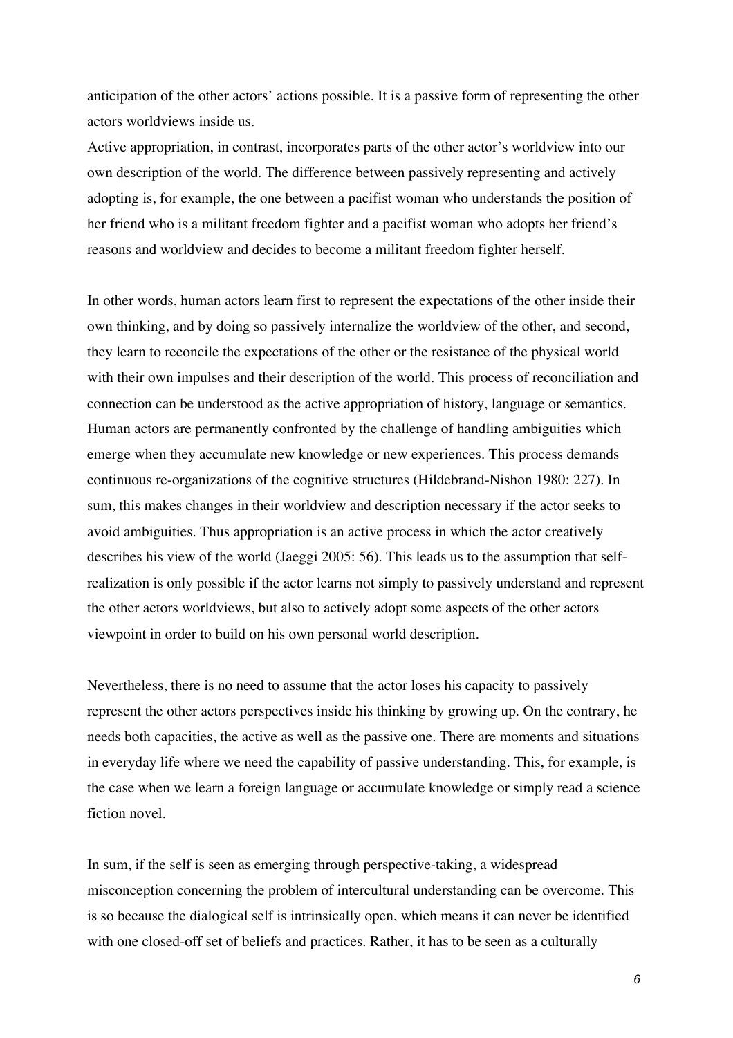anticipation of the other actors' actions possible. It is a passive form of representing the other actors worldviews inside us.

Active appropriation, in contrast, incorporates parts of the other actor's worldview into our own description of the world. The difference between passively representing and actively adopting is, for example, the one between a pacifist woman who understands the position of her friend who is a militant freedom fighter and a pacifist woman who adopts her friend's reasons and worldview and decides to become a militant freedom fighter herself.

In other words, human actors learn first to represent the expectations of the other inside their own thinking, and by doing so passively internalize the worldview of the other, and second, they learn to reconcile the expectations of the other or the resistance of the physical world with their own impulses and their description of the world. This process of reconciliation and connection can be understood as the active appropriation of history, language or semantics. Human actors are permanently confronted by the challenge of handling ambiguities which emerge when they accumulate new knowledge or new experiences. This process demands continuous re-organizations of the cognitive structures (Hildebrand-Nishon 1980: 227). In sum, this makes changes in their worldview and description necessary if the actor seeks to avoid ambiguities. Thus appropriation is an active process in which the actor creatively describes his view of the world (Jaeggi 2005: 56). This leads us to the assumption that self-realization is only possible if the actor learns not simply to passively understand and represent the other actors worldviews, but also to actively adopt some aspects of the other actors viewpoint in order to build on his own personal world description.

Nevertheless, there is no need to assume that the actor loses his capacity to passively represent the other actors perspectives inside his thinking by growing up. On the contrary, he needs both capacities, the active as well as the passive one. There are moments and situations in everyday life where we need the capability of passive understanding. This, for example, is the case when we learn a foreign language or accumulate knowledge or simply read a science fiction novel.

In sum, if the self is seen as emerging through perspective-taking, a widespread misconception concerning the problem of intercultural understanding can be overcome. This is so because the dialogical self is intrinsically open, which means it can never be identified with one closed-off set of beliefs and practices. Rather, it has to be seen as a culturally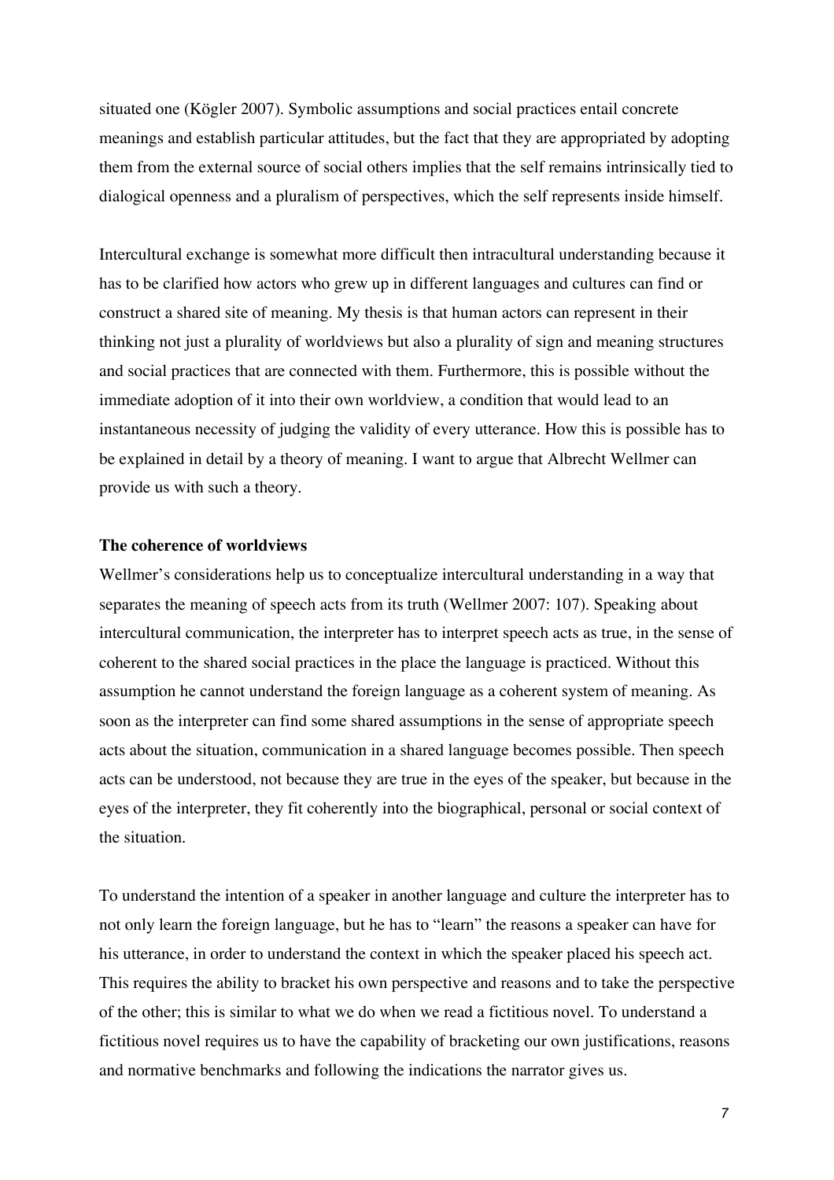situated one (Kögler 2007). Symbolic assumptions and social practices entail concrete meanings and establish particular attitudes, but the fact that they are appropriated by adopting them from the external source of social others implies that the self remains intrinsically tied to dialogical openness and a pluralism of perspectives, which the self represents inside himself.

Intercultural exchange is somewhat more difficult then intracultural understanding because it has to be clarified how actors who grew up in different languages and cultures can find or construct a shared site of meaning. My thesis is that human actors can represent in their thinking not just a plurality of worldviews but also a plurality of sign and meaning structures and social practices that are connected with them. Furthermore, this is possible without the immediate adoption of it into their own worldview, a condition that would lead to an instantaneous necessity of judging the validity of every utterance. How this is possible has to be explained in detail by a theory of meaning. I want to argue that Albrecht Wellmer can provide us with such a theory.

**The coherence of worldviews**

Wellmer's considerations help us to conceptualize intercultural understanding in a way that separates the meaning of speech acts from its truth (Wellmer 2007: 107). Speaking about intercultural communication, the interpreter has to interpret speech acts as true, in the sense of coherent to the shared social practices in the place the language is practiced. Without this assumption he cannot understand the foreign language as a coherent system of meaning. As soon as the interpreter can find some shared assumptions in the sense of appropriate speech acts about the situation, communication in a shared language becomes possible. Then speech acts can be understood, not because they are true in the eyes of the speaker, but because in the eyes of the interpreter, they fit coherently into the biographical, personal or social context of the situation.

To understand the intention of a speaker in another language and culture the interpreter has to not only learn the foreign language, but he has to "learn" the reasons a speaker can have for his utterance, in order to understand the context in which the speaker placed his speech act. This requires the ability to bracket his own perspective and reasons and to take the perspective of the other; this is similar to what we do when we read a fictitious novel. To understand a fictitious novel requires us to have the capability of bracketing our own justifications, reasons and normative benchmarks and following the indications the narrator gives us.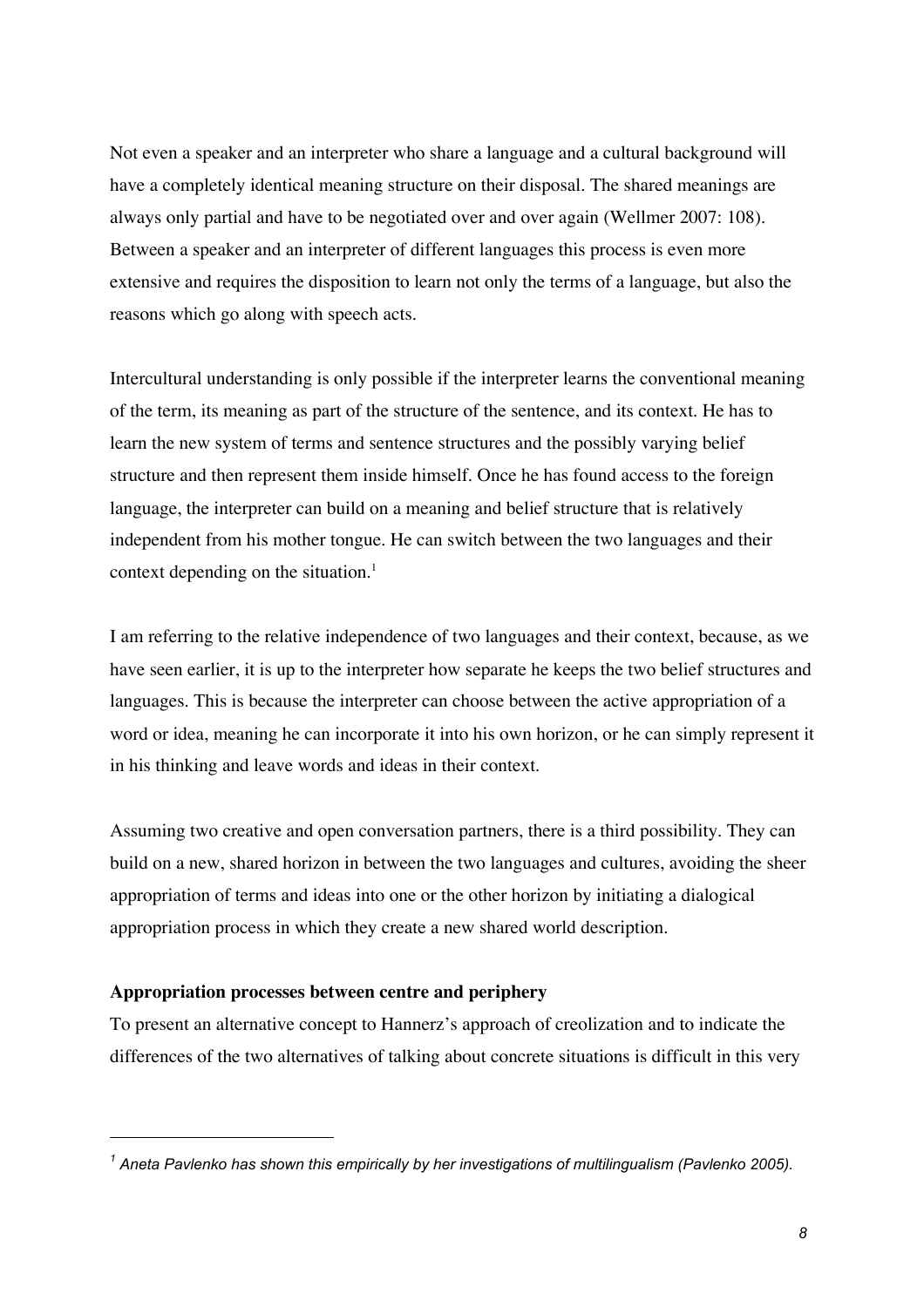Not even a speaker and an interpreter who share a language and a cultural background will have a completely identical meaning structure on their disposal. The shared meanings are always only partial and have to be negotiated over and over again (Wellmer 2007: 108). Between a speaker and an interpreter of different languages this process is even more extensive and requires the disposition to learn not only the terms of a language, but also the reasons which go along with speech acts.

Intercultural understanding is only possible if the interpreter learns the conventional meaning of the term, its meaning as part of the structure of the sentence, and its context. He has to learn the new system of terms and sentence structures and the possibly varying belief structure and then represent them inside himself. Once he has found access to the foreign language, the interpreter can build on a meaning and belief structure that is relatively independent from his mother tongue. He can switch between the two languages and their context depending on the situation.[1]

I am referring to the relative independence of two languages and their context, because, as we have seen earlier, it is up to the interpreter how separate he keeps the two belief structures and languages. This is because the interpreter can choose between the active appropriation of a word or idea, meaning he can incorporate it into his own horizon, or he can simply represent it in his thinking and leave words and ideas in their context.

Assuming two creative and open conversation partners, there is a third possibility. They can build on a new, shared horizon in between the two languages and cultures, avoiding the sheer appropriation of terms and ideas into one or the other horizon by initiating a dialogical appropriation process in which they create a new shared world description.

**Appropriation processes between centre and periphery**

To present an alternative concept to Hannerz's approach of creolization and to indicate the differences of the two alternatives of talking about concrete situations is difficult in this very

---

[1] *Aneta Pavlenko has shown this empirically by her investigations of multilingualism (Pavlenko 2005).*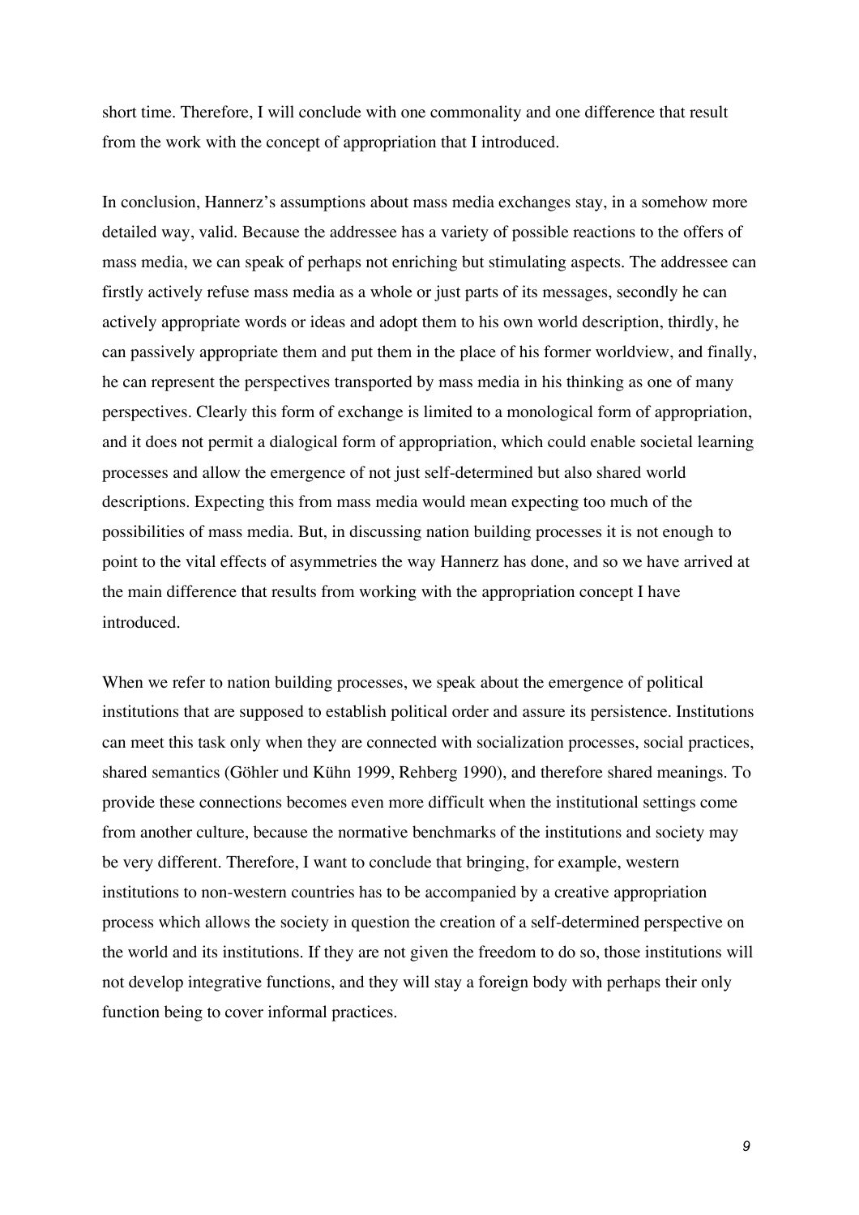short time. Therefore, I will conclude with one commonality and one difference that result from the work with the concept of appropriation that I introduced.

In conclusion, Hannerz's assumptions about mass media exchanges stay, in a somehow more detailed way, valid. Because the addressee has a variety of possible reactions to the offers of mass media, we can speak of perhaps not enriching but stimulating aspects. The addressee can firstly actively refuse mass media as a whole or just parts of its messages, secondly he can actively appropriate words or ideas and adopt them to his own world description, thirdly, he can passively appropriate them and put them in the place of his former worldview, and finally, he can represent the perspectives transported by mass media in his thinking as one of many perspectives. Clearly this form of exchange is limited to a monological form of appropriation, and it does not permit a dialogical form of appropriation, which could enable societal learning processes and allow the emergence of not just self-determined but also shared world descriptions. Expecting this from mass media would mean expecting too much of the possibilities of mass media. But, in discussing nation building processes it is not enough to point to the vital effects of asymmetries the way Hannerz has done, and so we have arrived at the main difference that results from working with the appropriation concept I have introduced.

When we refer to nation building processes, we speak about the emergence of political institutions that are supposed to establish political order and assure its persistence. Institutions can meet this task only when they are connected with socialization processes, social practices, shared semantics (Göhler und Kühn 1999, Rehberg 1990), and therefore shared meanings. To provide these connections becomes even more difficult when the institutional settings come from another culture, because the normative benchmarks of the institutions and society may be very different. Therefore, I want to conclude that bringing, for example, western institutions to non-western countries has to be accompanied by a creative appropriation process which allows the society in question the creation of a self-determined perspective on the world and its institutions. If they are not given the freedom to do so, those institutions will not develop integrative functions, and they will stay a foreign body with perhaps their only function being to cover informal practices.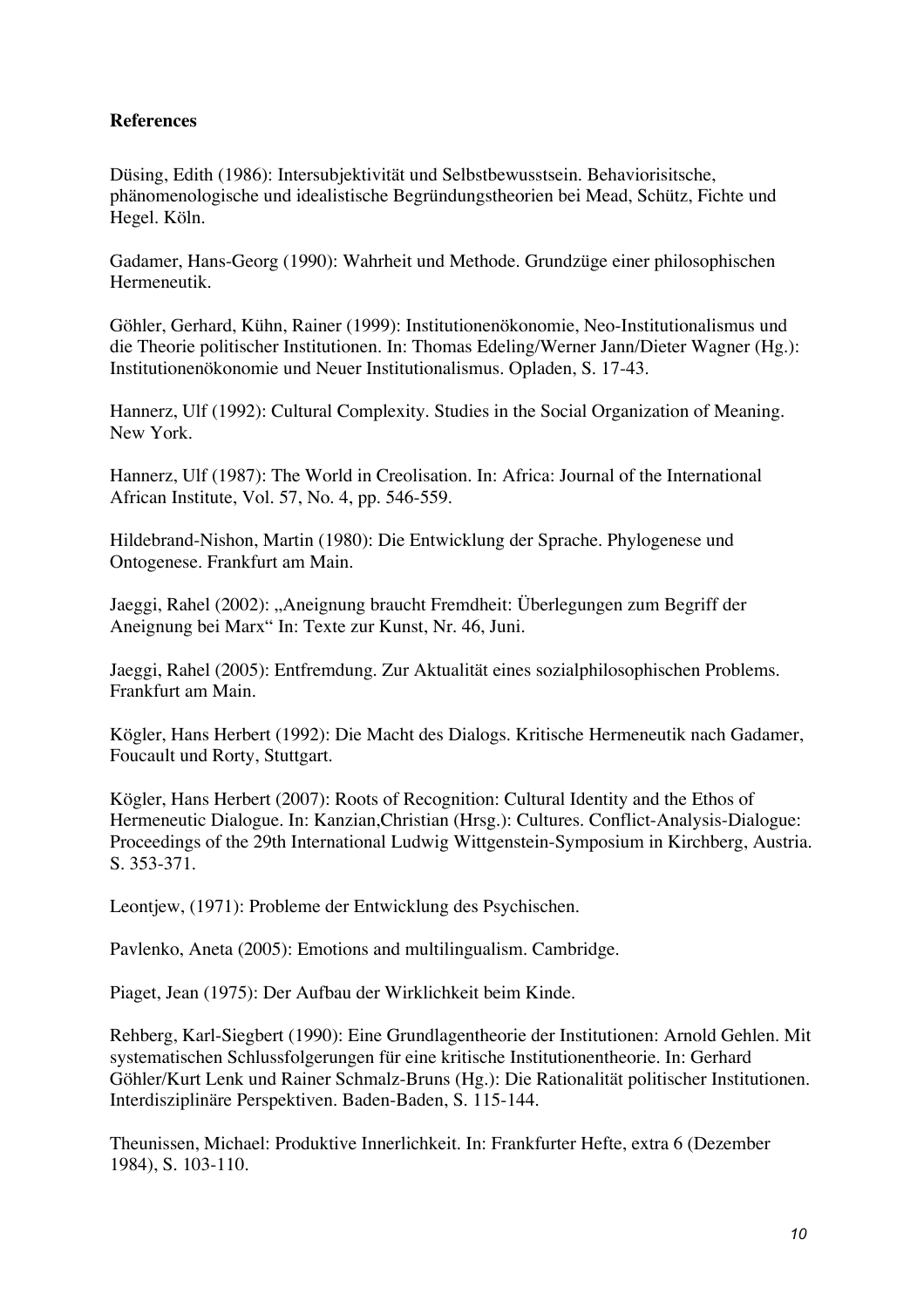**References**

Düsing, Edith (1986): Intersubjektivität und Selbstbewusstsein. Behaviorisitsche, phänomenologische und idealistische Begründungstheorien bei Mead, Schütz, Fichte und Hegel. Köln.

Gadamer, Hans-Georg (1990): Wahrheit und Methode. Grundzüge einer philosophischen Hermeneutik.

Göhler, Gerhard, Kühn, Rainer (1999): Institutionenökonomie, Neo-Institutionalismus und die Theorie politischer Institutionen. In: Thomas Edeling/Werner Jann/Dieter Wagner (Hg.): Institutionenökonomie und Neuer Institutionalismus. Opladen, S. 17-43.

Hannerz, Ulf (1992): Cultural Complexity. Studies in the Social Organization of Meaning. New York.

Hannerz, Ulf (1987): The World in Creolisation. In: Africa: Journal of the International African Institute, Vol. 57, No. 4, pp. 546-559.

Hildebrand-Nishon, Martin (1980): Die Entwicklung der Sprache. Phylogenese und Ontogenese. Frankfurt am Main.

Jaeggi, Rahel (2002): „Aneignung braucht Fremdheit: Überlegungen zum Begriff der Aneignung bei Marx" In: Texte zur Kunst, Nr. 46, Juni.

Jaeggi, Rahel (2005): Entfremdung. Zur Aktualität eines sozialphilosophischen Problems. Frankfurt am Main.

Kögler, Hans Herbert (1992): Die Macht des Dialogs. Kritische Hermeneutik nach Gadamer, Foucault und Rorty, Stuttgart.

Kögler, Hans Herbert (2007): Roots of Recognition: Cultural Identity and the Ethos of Hermeneutic Dialogue. In: Kanzian,Christian (Hrsg.): Cultures. Conflict-Analysis-Dialogue: Proceedings of the 29th International Ludwig Wittgenstein-Symposium in Kirchberg, Austria. S. 353-371.

Leontjew, (1971): Probleme der Entwicklung des Psychischen.

Pavlenko, Aneta (2005): Emotions and multilingualism. Cambridge.

Piaget, Jean (1975): Der Aufbau der Wirklichkeit beim Kinde.

Rehberg, Karl-Siegbert (1990): Eine Grundlagentheorie der Institutionen: Arnold Gehlen. Mit systematischen Schlussfolgerungen für eine kritische Institutionentheorie. In: Gerhard Göhler/Kurt Lenk und Rainer Schmalz-Bruns (Hg.): Die Rationalität politischer Institutionen. Interdisziplinäre Perspektiven. Baden-Baden, S. 115-144.

Theunissen, Michael: Produktive Innerlichkeit. In: Frankfurter Hefte, extra 6 (Dezember 1984), S. 103-110.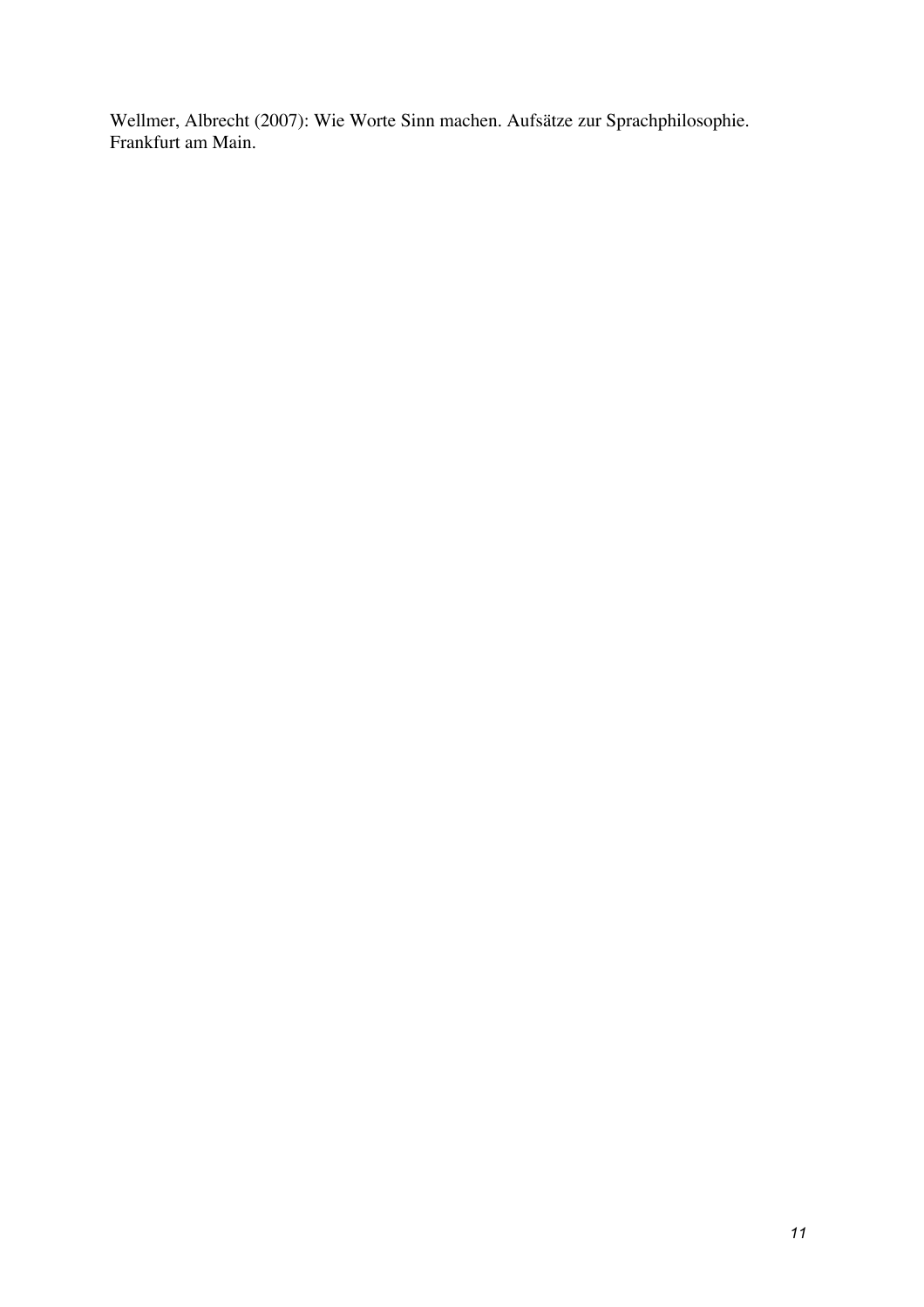Wellmer, Albrecht (2007): Wie Worte Sinn machen. Aufsätze zur Sprachphilosophie. Frankfurt am Main.